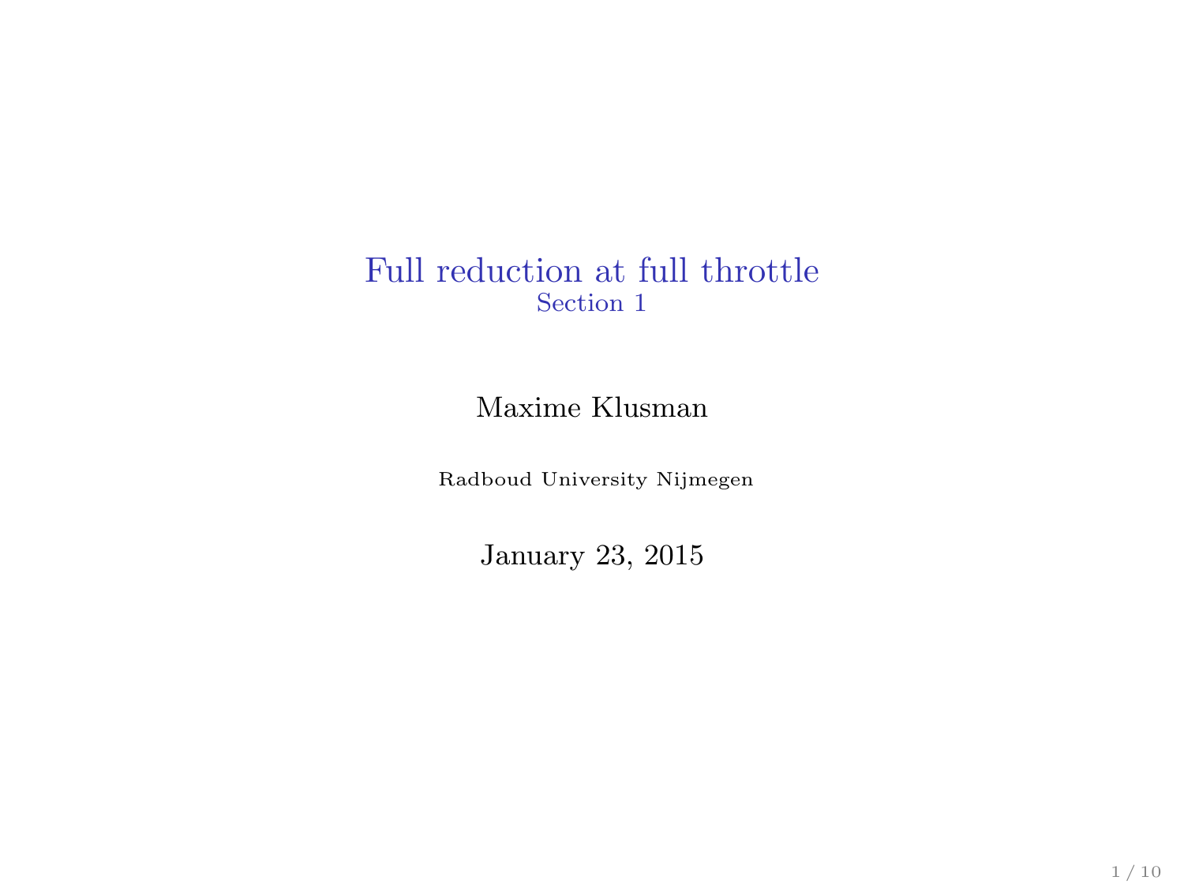# Full reduction at full throttle

## Section 1

Maxime Klusman

Radboud University Nijmegen

January 23, 2015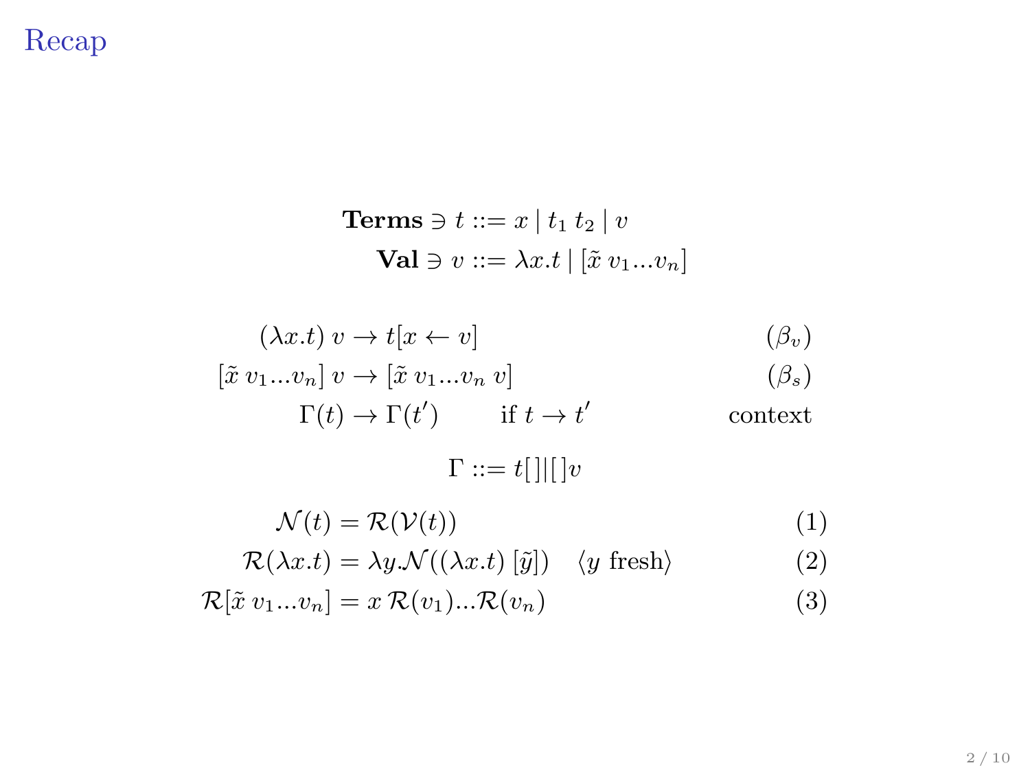# Recap

$$\textbf{Terms} \ni t ::= x \mid t_1\ t_2 \mid v$$
$$\textbf{Val} \ni v ::= \lambda x.t \mid [\tilde{x}\ v_1 ... v_n]$$

$$(\lambda x.t)\ v \to t[x \leftarrow v] \qquad (\beta_v)$$
$$[\tilde{x}\ v_1 ... v_n]\ v \to [\tilde{x}\ v_1 ... v_n\ v] \qquad (\beta_s)$$
$$\Gamma(t) \to \Gamma(t') \qquad \text{if } t \to t' \qquad \text{context}$$

$$\Gamma ::= t[\,] \mid [\,]v$$

$$\mathcal{N}(t) = \mathcal{R}(\mathcal{V}(t)) \tag{1}$$
$$\mathcal{R}(\lambda x.t) = \lambda y.\mathcal{N}((\lambda x.t)\ [\tilde{y}]) \quad \langle y \text{ fresh} \rangle \tag{2}$$
$$\mathcal{R}[\tilde{x}\ v_1 ... v_n] = x\ \mathcal{R}(v_1) ... \mathcal{R}(v_n) \tag{3}$$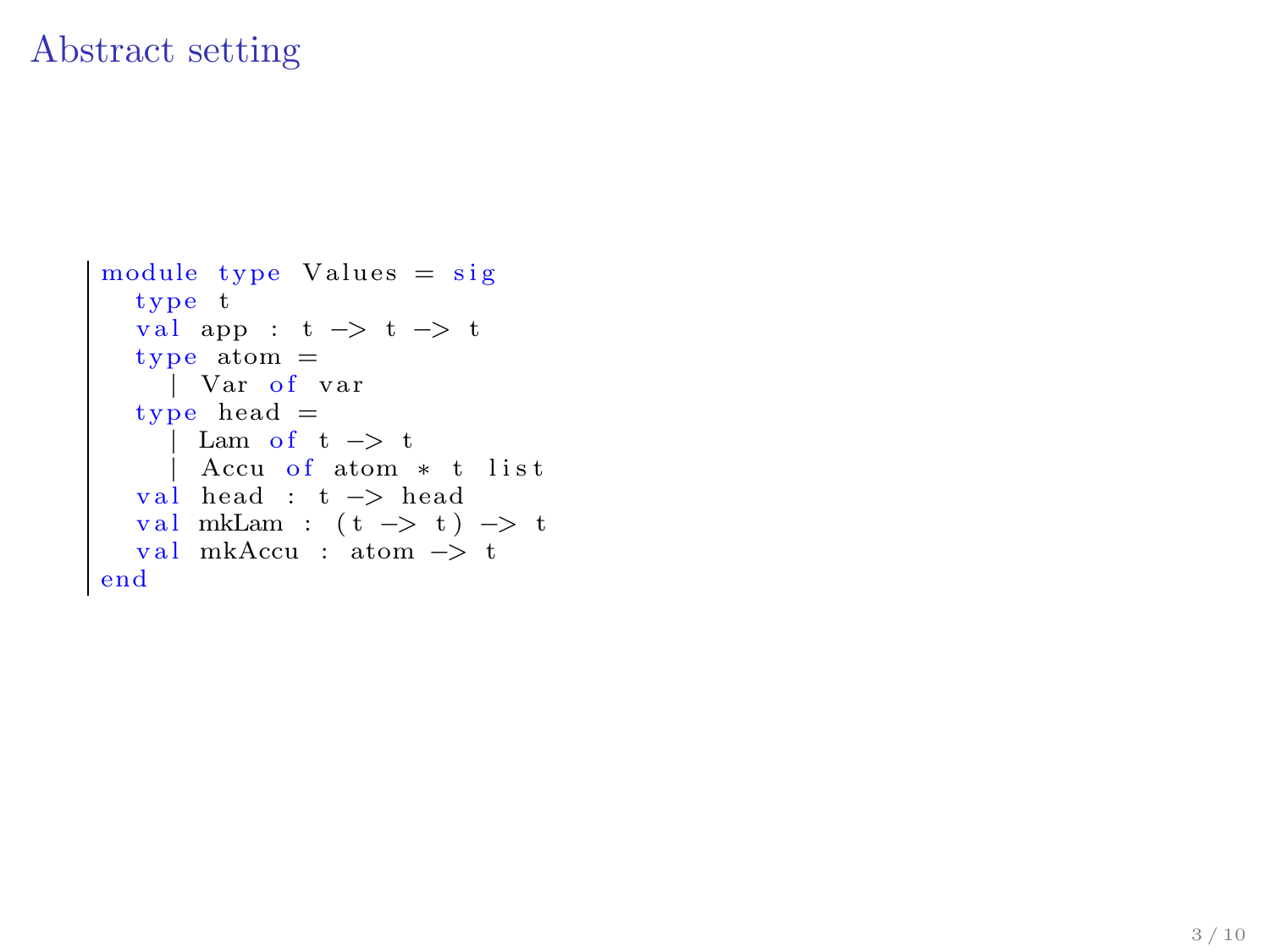# Abstract setting

```ocaml
module type Values = sig
  type t
  val app : t -> t -> t
  type atom =
    | Var of var
  type head =
    | Lam of t -> t
    | Accu of atom * t list
  val head : t -> head
  val mkLam : (t -> t) -> t
  val mkAccu : atom -> t
end
```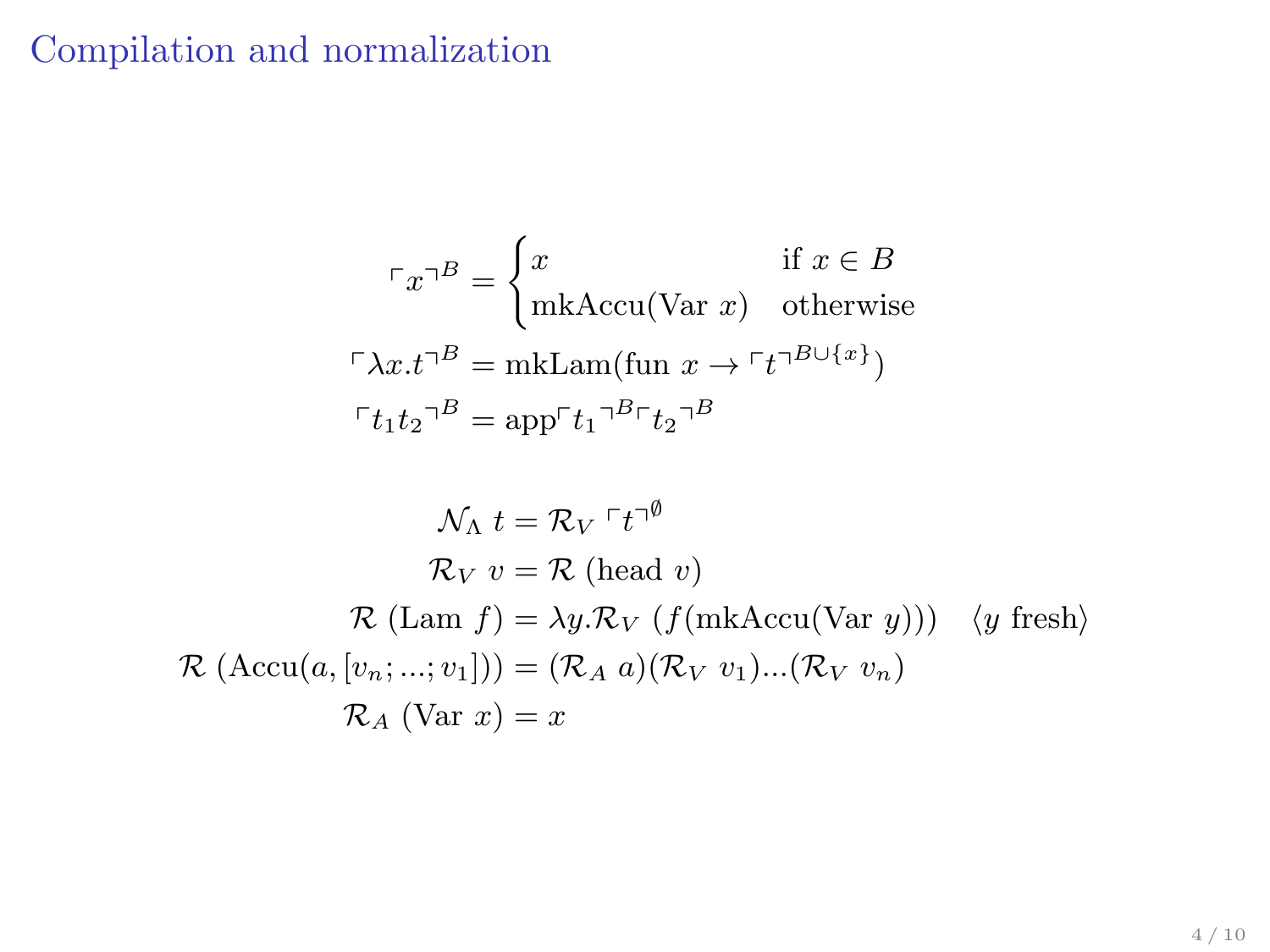# Compilation and normalization

$$
\ulcorner x \urcorner^B = \begin{cases} x & \text{if } x \in B \\ \text{mkAccu}(\text{Var } x) & \text{otherwise} \end{cases}
$$

$$
\ulcorner \lambda x.t \urcorner^B = \text{mkLam}(\text{fun } x \rightarrow \ulcorner t \urcorner^{B \cup \{x\}})
$$

$$
\ulcorner t_1 t_2 \urcorner^B = \text{app} \ulcorner t_1 \urcorner^B \ulcorner t_2 \urcorner^B
$$

$$
\mathcal{N}_\Lambda \; t = \mathcal{R}_V \; \ulcorner t \urcorner^\emptyset
$$

$$
\mathcal{R}_V \; v = \mathcal{R} \; (\text{head } v)
$$

$$
\mathcal{R} \; (\text{Lam } f) = \lambda y. \mathcal{R}_V \; (f(\text{mkAccu}(\text{Var } y))) \quad \langle y \text{ fresh} \rangle
$$

$$
\mathcal{R} \; (\text{Accu}(a, [v_n; ...; v_1])) = (\mathcal{R}_A \; a)(\mathcal{R}_V \; v_1)...(\mathcal{R}_V \; v_n)
$$

$$
\mathcal{R}_A \; (\text{Var } x) = x
$$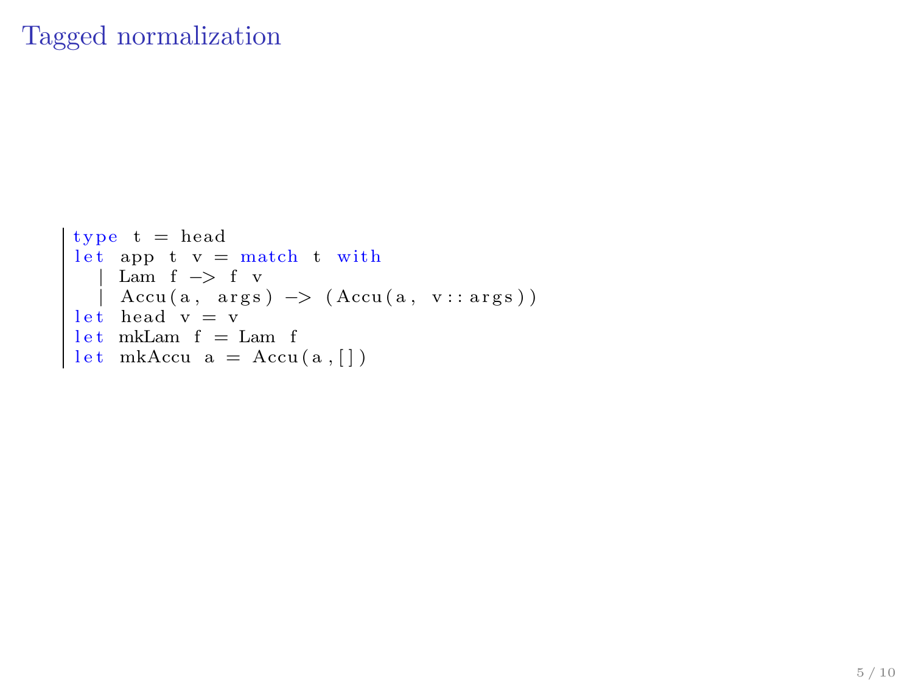# Tagged normalization

```
type t = head
let app t v = match t with
  | Lam f -> f v
  | Accu(a, args) -> (Accu(a, v::args))
let head v = v
let mkLam f = Lam f
let mkAccu a = Accu(a,[])
```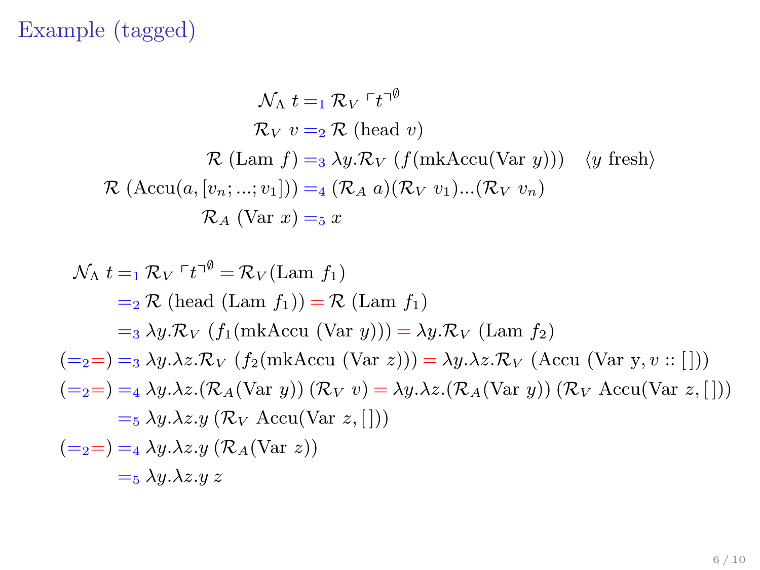# Example (tagged)

$$
\begin{aligned}
\mathcal{N}_\Lambda\ t &=_1 \mathcal{R}_V\ \ulcorner t \urcorner^{\emptyset} \\
\mathcal{R}_V\ v &=_2 \mathcal{R}\ (\text{head}\ v) \\
\mathcal{R}\ (\text{Lam}\ f) &=_3 \lambda y.\mathcal{R}_V\ (f(\text{mkAccu}(\text{Var}\ y))) \quad \langle y \text{ fresh} \rangle \\
\mathcal{R}\ (\text{Accu}(a, [v_n; ...; v_1])) &=_4 (\mathcal{R}_A\ a)(\mathcal{R}_V\ v_1)...(\mathcal{R}_V\ v_n) \\
\mathcal{R}_A\ (\text{Var}\ x) &=_5 x
\end{aligned}
$$

$$
\begin{aligned}
\mathcal{N}_\Lambda\ t &=_1 \mathcal{R}_V\ \ulcorner t \urcorner^{\emptyset} = \mathcal{R}_V(\text{Lam}\ f_1) \\
&=_2 \mathcal{R}\ (\text{head}\ (\text{Lam}\ f_1)) = \mathcal{R}\ (\text{Lam}\ f_1) \\
&=_3 \lambda y.\mathcal{R}_V\ (f_1(\text{mkAccu}\ (\text{Var}\ y))) = \lambda y.\mathcal{R}_V\ (\text{Lam}\ f_2) \\
(=_2=) &=_3 \lambda y.\lambda z.\mathcal{R}_V\ (f_2(\text{mkAccu}\ (\text{Var}\ z))) = \lambda y.\lambda z.\mathcal{R}_V\ (\text{Accu}\ (\text{Var y}, v :: [\,])) \\
(=_2=) &=_4 \lambda y.\lambda z.(\mathcal{R}_A(\text{Var}\ y))\ (\mathcal{R}_V\ v) = \lambda y.\lambda z.(\mathcal{R}_A(\text{Var}\ y))\ (\mathcal{R}_V\ \text{Accu}(\text{Var}\ z, [\,])) \\
&=_5 \lambda y.\lambda z.y\ (\mathcal{R}_V\ \text{Accu}(\text{Var}\ z, [\,])) \\
(=_2=) &=_4 \lambda y.\lambda z.y\ (\mathcal{R}_A(\text{Var}\ z)) \\
&=_5 \lambda y.\lambda z.y\ z
\end{aligned}
$$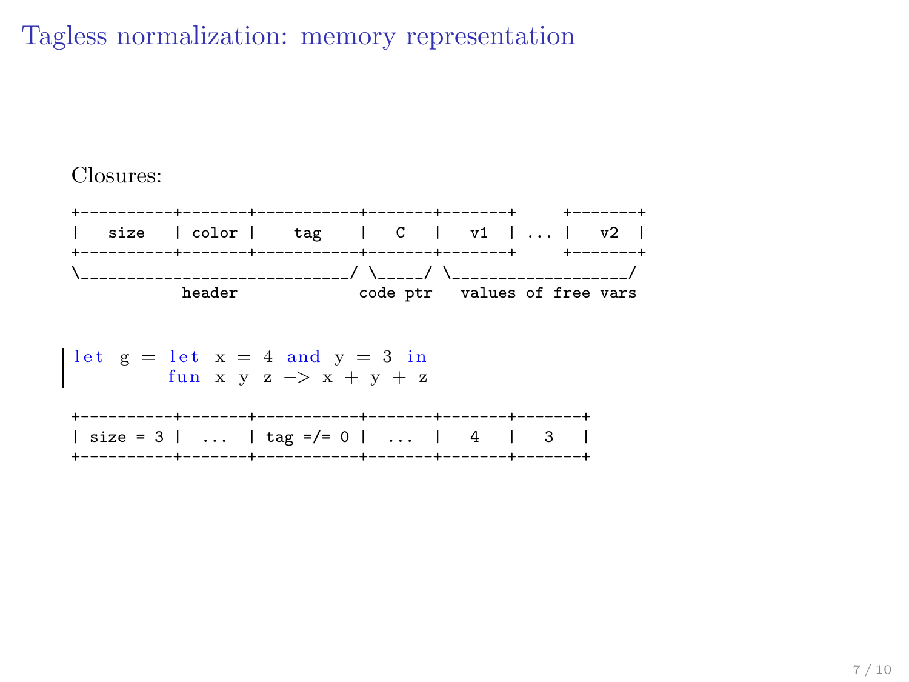# Tagless normalization: memory representation

Closures:

```
+----------+-------+----------+------+-------+     +-------+
|   size   | color |    tag   |   C  |   v1  | ... |   v2  |
+----------+-------+----------+------+-------+     +-------+
\____________________________/ \_____/ \__________________/
            header              code ptr   values of free vars
```

```
let g = let x = 4 and y = 3 in
        fun x y z -> x + y + z
```

```
+----------+-------+----------+-------+-------+-------+
| size = 3 |  ...  | tag =/= 0 |  ...  |   4   |   3   |
+----------+-------+----------+-------+-------+-------+
```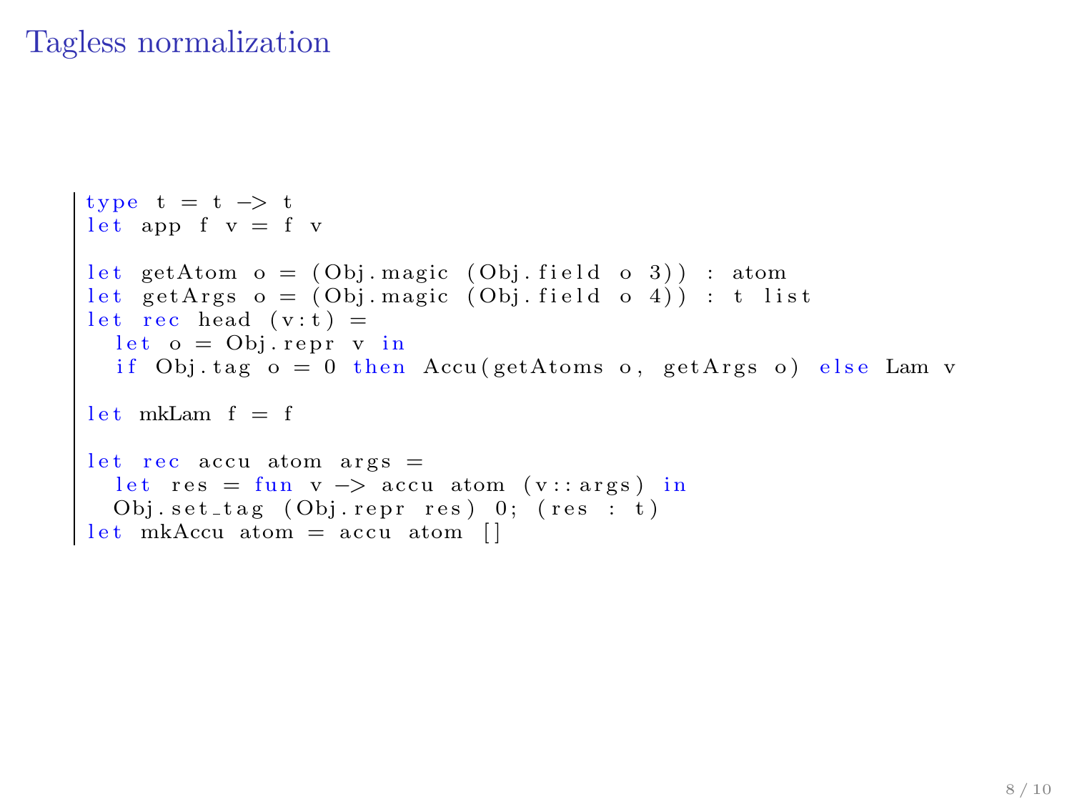# Tagless normalization

```
type t = t -> t
let app f v = f v

let getAtom o = (Obj.magic (Obj.field o 3)) : atom
let getArgs o = (Obj.magic (Obj.field o 4)) : t list
let rec head (v:t) =
  let o = Obj.repr v in
  if Obj.tag o = 0 then Accu(getAtoms o, getArgs o) else Lam v

let mkLam f = f

let rec accu atom args =
  let res = fun v -> accu atom (v::args) in
  Obj.set_tag (Obj.repr res) 0; (res : t)
let mkAccu atom = accu atom []
```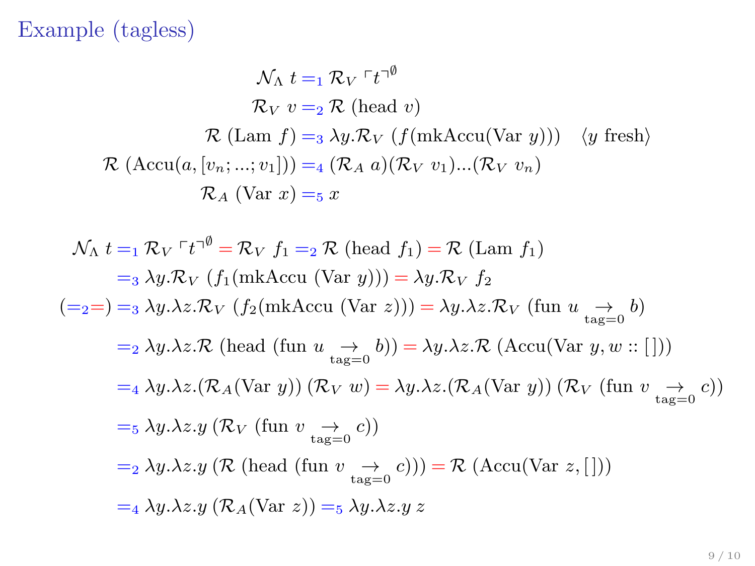## Example (tagless)

$$
\begin{aligned}
\mathcal{N}_\Lambda\ t &=_1 \mathcal{R}_V\ \ulcorner t \urcorner^{\emptyset} \\
\mathcal{R}_V\ v &=_2 \mathcal{R}\ (\text{head}\ v) \\
\mathcal{R}\ (\text{Lam}\ f) &=_3 \lambda y. \mathcal{R}_V\ (f(\text{mkAccu}(\text{Var}\ y))) \quad \langle y \text{ fresh} \rangle \\
\mathcal{R}\ (\text{Accu}(a, [v_n; ...; v_1])) &=_4 (\mathcal{R}_A\ a)(\mathcal{R}_V\ v_1)...(\mathcal{R}_V\ v_n) \\
\mathcal{R}_A\ (\text{Var}\ x) &=_5 x
\end{aligned}
$$

$$
\begin{aligned}
\mathcal{N}_\Lambda\ t &=_1 \mathcal{R}_V\ \ulcorner t \urcorner^{\emptyset} = \mathcal{R}_V\ f_1 =_2 \mathcal{R}\ (\text{head}\ f_1) = \mathcal{R}\ (\text{Lam}\ f_1) \\
&=_3 \lambda y. \mathcal{R}_V\ (f_1(\text{mkAccu}\ (\text{Var}\ y))) = \lambda y. \mathcal{R}_V\ f_2 \\
(=_2 =) &=_3 \lambda y. \lambda z. \mathcal{R}_V\ (f_2(\text{mkAccu}\ (\text{Var}\ z))) = \lambda y. \lambda z. \mathcal{R}_V\ (\text{fun}\ u \underset{\text{tag}=0}{\rightarrow} b) \\
&=_2 \lambda y. \lambda z. \mathcal{R}\ (\text{head}\ (\text{fun}\ u \underset{\text{tag}=0}{\rightarrow} b)) = \lambda y. \lambda z. \mathcal{R}\ (\text{Accu}(\text{Var}\ y, w :: [\,])) \\
&=_4 \lambda y. \lambda z. (\mathcal{R}_A(\text{Var}\ y))\ (\mathcal{R}_V\ w) = \lambda y. \lambda z. (\mathcal{R}_A(\text{Var}\ y))\ (\mathcal{R}_V\ (\text{fun}\ v \underset{\text{tag}=0}{\rightarrow} c)) \\
&=_5 \lambda y. \lambda z. y\ (\mathcal{R}_V\ (\text{fun}\ v \underset{\text{tag}=0}{\rightarrow} c)) \\
&=_2 \lambda y. \lambda z. y\ (\mathcal{R}\ (\text{head}\ (\text{fun}\ v \underset{\text{tag}=0}{\rightarrow} c))) = \mathcal{R}\ (\text{Accu}(\text{Var}\ z, [\,])) \\
&=_4 \lambda y. \lambda z. y\ (\mathcal{R}_A(\text{Var}\ z)) =_5 \lambda y. \lambda z. y\ z
\end{aligned}
$$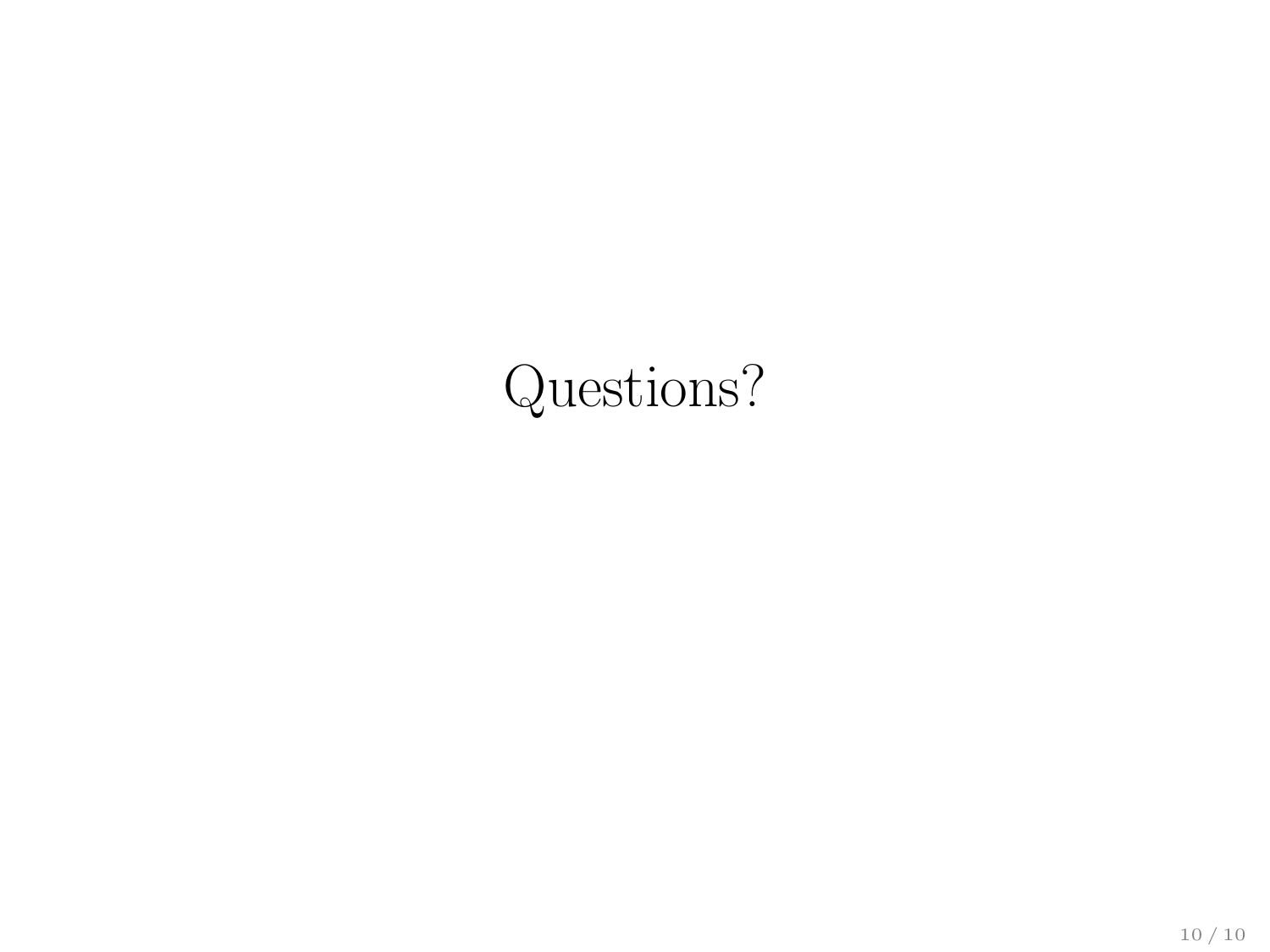Questions?